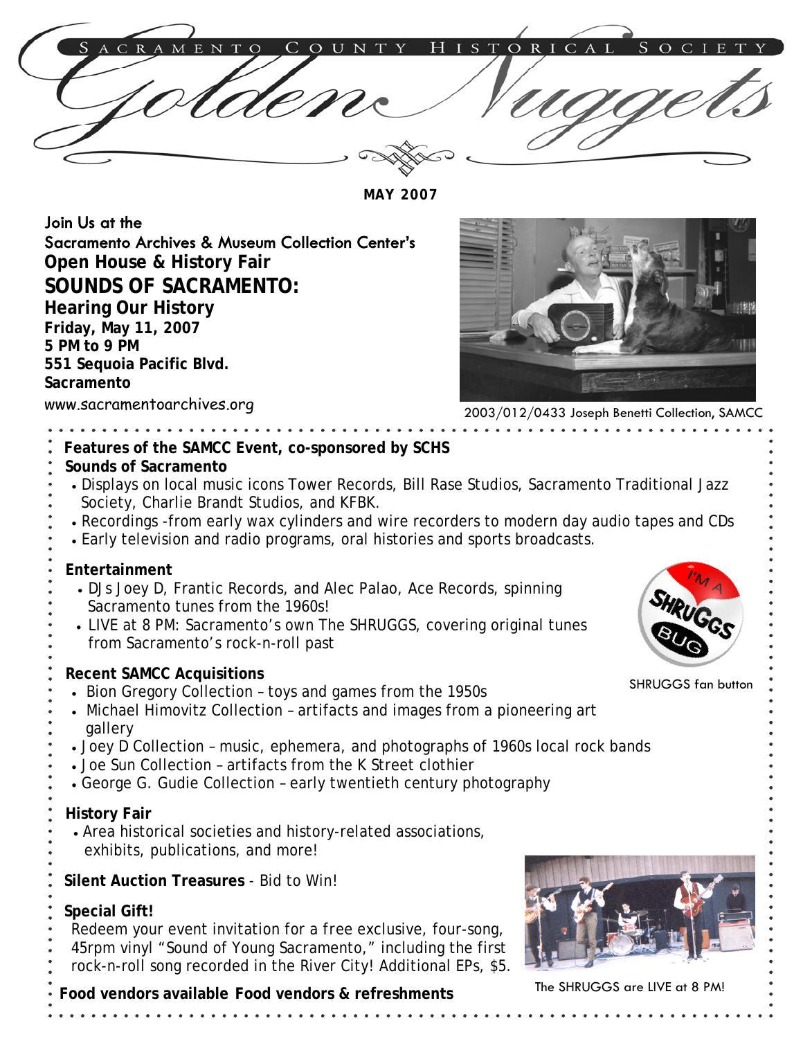# Sacramento County Historical Society
# Golden Nuggets

**MAY 2007**

Join Us at the
Sacramento Archives & Museum Collection Center's
**Open House & History Fair**
## SOUNDS OF SACRAMENTO:
### Hearing Our History
**Friday, May 11, 2007**
**5 PM to 9 PM**
**551 Sequoia Pacific Blvd.**
**Sacramento**
www.sacramentoarchives.org

2003/012/0433 Joseph Benetti Collection, SAMCC

**Features of the SAMCC Event, co-sponsored by SCHS**

**Sounds of Sacramento**

- Displays on local music icons Tower Records, Bill Rase Studios, Sacramento Traditional Jazz Society, Charlie Brandt Studios, and KFBK.
- Recordings -from early wax cylinders and wire recorders to modern day audio tapes and CDs
- Early television and radio programs, oral histories and sports broadcasts.

**Entertainment**

- DJs Joey D, Frantic Records, and Alec Palao, Ace Records, spinning Sacramento tunes from the 1960s!
- LIVE at 8 PM: Sacramento's own The SHRUGGS, covering original tunes from Sacramento's rock-n-roll past

SHRUGGS fan button

**Recent SAMCC Acquisitions**

- Bion Gregory Collection – toys and games from the 1950s
- Michael Himovitz Collection – artifacts and images from a pioneering art gallery
- Joey D Collection – music, ephemera, and photographs of 1960s local rock bands
- Joe Sun Collection – artifacts from the K Street clothier
- George G. Gudie Collection – early twentieth century photography

**History Fair**

- Area historical societies and history-related associations, exhibits, publications, and more!

**Silent Auction Treasures** - Bid to Win!

**Special Gift!**
Redeem your event invitation for a free exclusive, four-song, 45rpm vinyl "Sound of Young Sacramento," including the first rock-n-roll song recorded in the River City! Additional EPs, $5.

**Food vendors available Food vendors & refreshments**

The SHRUGGS are LIVE at 8 PM!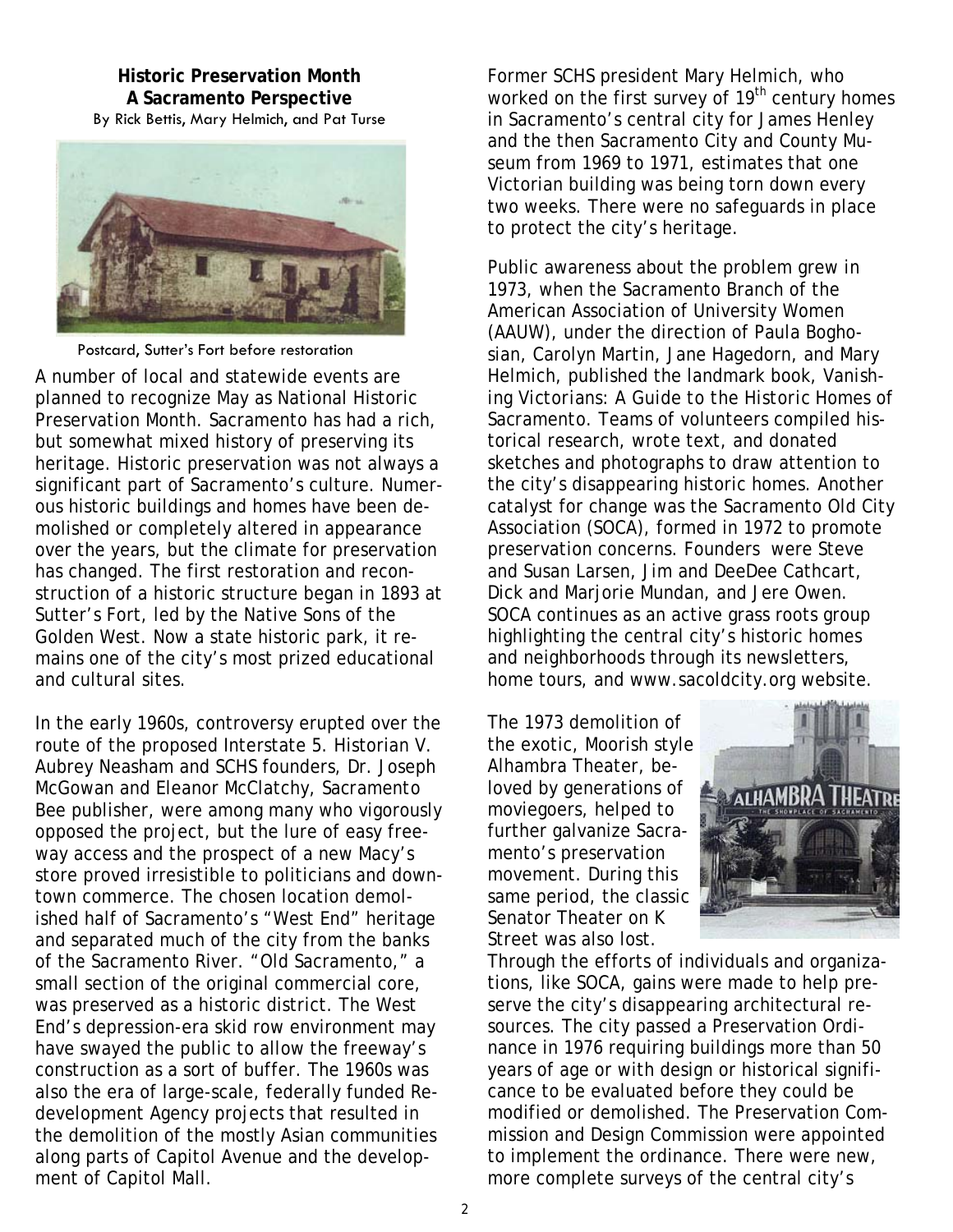**Historic Preservation Month**
**A Sacramento Perspective**
By Rick Bettis, Mary Helmich, and Pat Turse

Postcard, Sutter's Fort before restoration

A number of local and statewide events are planned to recognize May as National Historic Preservation Month. Sacramento has had a rich, but somewhat mixed history of preserving its heritage. Historic preservation was not always a significant part of Sacramento's culture. Numerous historic buildings and homes have been demolished or completely altered in appearance over the years, but the climate for preservation has changed. The first restoration and reconstruction of a historic structure began in 1893 at Sutter's Fort, led by the Native Sons of the Golden West. Now a state historic park, it remains one of the city's most prized educational and cultural sites.

In the early 1960s, controversy erupted over the route of the proposed Interstate 5. Historian V. Aubrey Neasham and SCHS founders, Dr. Joseph McGowan and Eleanor McClatchy, Sacramento Bee publisher, were among many who vigorously opposed the project, but the lure of easy freeway access and the prospect of a new Macy's store proved irresistible to politicians and downtown commerce. The chosen location demolished half of Sacramento's "West End" heritage and separated much of the city from the banks of the Sacramento River. "Old Sacramento," a small section of the original commercial core, was preserved as a historic district. The West End's depression-era skid row environment may have swayed the public to allow the freeway's construction as a sort of buffer. The 1960s was also the era of large-scale, federally funded Redevelopment Agency projects that resulted in the demolition of the mostly Asian communities along parts of Capitol Avenue and the development of Capitol Mall.

Former SCHS president Mary Helmich, who worked on the first survey of 19th century homes in Sacramento's central city for James Henley and the then Sacramento City and County Museum from 1969 to 1971, estimates that one Victorian building was being torn down every two weeks. There were no safeguards in place to protect the city's heritage.

Public awareness about the problem grew in 1973, when the Sacramento Branch of the American Association of University Women (AAUW), under the direction of Paula Boghosian, Carolyn Martin, Jane Hagedorn, and Mary Helmich, published the landmark book, *Vanishing Victorians: A Guide to the Historic Homes of Sacramento*. Teams of volunteers compiled historical research, wrote text, and donated sketches and photographs to draw attention to the city's disappearing historic homes. Another catalyst for change was the Sacramento Old City Association (SOCA), formed in 1972 to promote preservation concerns. Founders were Steve and Susan Larsen, Jim and DeeDee Cathcart, Dick and Marjorie Mundan, and Jere Owen. SOCA continues as an active grass roots group highlighting the central city's historic homes and neighborhoods through its newsletters, home tours, and www.sacoldcity.org website.

The 1973 demolition of the exotic, Moorish style Alhambra Theater, beloved by generations of moviegoers, helped to further galvanize Sacramento's preservation movement. During this same period, the classic Senator Theater on K Street was also lost.

Through the efforts of individuals and organizations, like SOCA, gains were made to help preserve the city's disappearing architectural resources. The city passed a Preservation Ordinance in 1976 requiring buildings more than 50 years of age or with design or historical significance to be evaluated before they could be modified or demolished. The Preservation Commission and Design Commission were appointed to implement the ordinance. There were new, more complete surveys of the central city's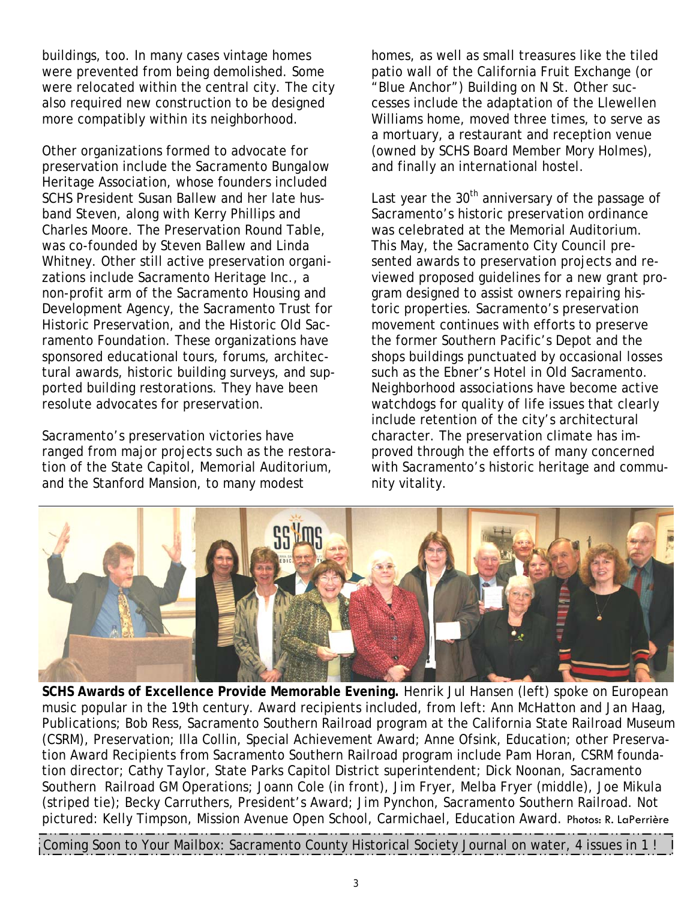buildings, too. In many cases vintage homes were prevented from being demolished. Some were relocated within the central city. The city also required new construction to be designed more compatibly within its neighborhood.

Other organizations formed to advocate for preservation include the Sacramento Bungalow Heritage Association, whose founders included SCHS President Susan Ballew and her late husband Steven, along with Kerry Phillips and Charles Moore. The Preservation Round Table, was co-founded by Steven Ballew and Linda Whitney. Other still active preservation organizations include Sacramento Heritage Inc., a non-profit arm of the Sacramento Housing and Development Agency, the Sacramento Trust for Historic Preservation, and the Historic Old Sacramento Foundation. These organizations have sponsored educational tours, forums, architectural awards, historic building surveys, and supported building restorations. They have been resolute advocates for preservation.

Sacramento's preservation victories have ranged from major projects such as the restoration of the State Capitol, Memorial Auditorium, and the Stanford Mansion, to many modest homes, as well as small treasures like the tiled patio wall of the California Fruit Exchange (or "Blue Anchor") Building on N St. Other successes include the adaptation of the Llewellen Williams home, moved three times, to serve as a mortuary, a restaurant and reception venue (owned by SCHS Board Member Mory Holmes), and finally an international hostel.

Last year the 30th anniversary of the passage of Sacramento's historic preservation ordinance was celebrated at the Memorial Auditorium. This May, the Sacramento City Council presented awards to preservation projects and reviewed proposed guidelines for a new grant program designed to assist owners repairing historic properties. Sacramento's preservation movement continues with efforts to preserve the former Southern Pacific's Depot and the shops buildings punctuated by occasional losses such as the Ebner's Hotel in Old Sacramento. Neighborhood associations have become active watchdogs for quality of life issues that clearly include retention of the city's architectural character. The preservation climate has improved through the efforts of many concerned with Sacramento's historic heritage and community vitality.

**SCHS Awards of Excellence Provide Memorable Evening.** Henrik Jul Hansen (left) spoke on European music popular in the 19th century. Award recipients included, from left: Ann McHatton and Jan Haag, Publications; Bob Ress, Sacramento Southern Railroad program at the California State Railroad Museum (CSRM), Preservation; Illa Collin, Special Achievement Award; Anne Ofsink, Education; other Preservation Award Recipients from Sacramento Southern Railroad program include Pam Horan, CSRM foundation director; Cathy Taylor, State Parks Capitol District superintendent; Dick Noonan, Sacramento Southern Railroad GM Operations; Joann Cole (in front), Jim Fryer, Melba Fryer (middle), Joe Mikula (striped tie); Becky Carruthers, President's Award; Jim Pynchon, Sacramento Southern Railroad. Not pictured: Kelly Timpson, Mission Avenue Open School, Carmichael, Education Award. Photos: R. LaPerrière

Coming Soon to Your Mailbox: Sacramento County Historical Society Journal on water, 4 issues in 1 !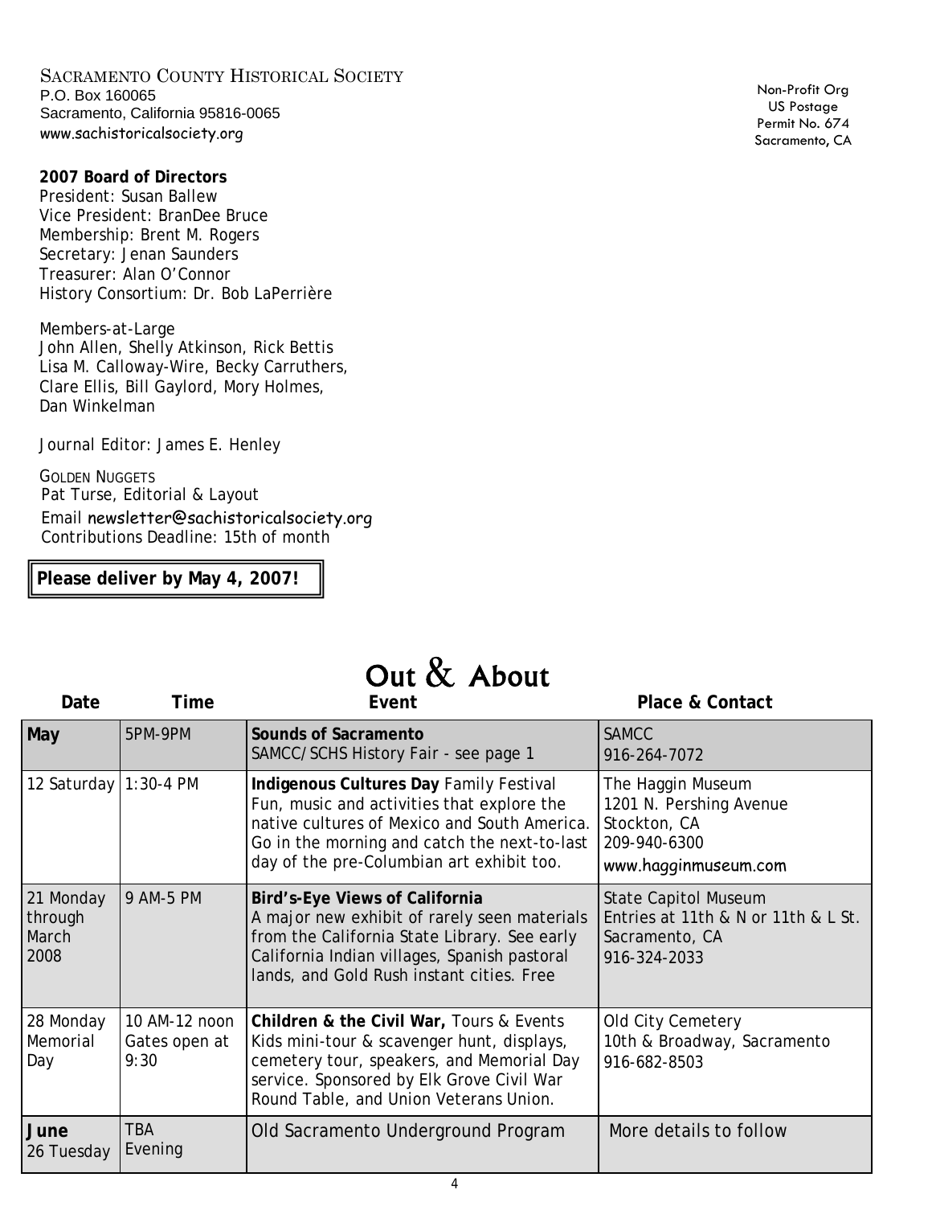SACRAMENTO COUNTY HISTORICAL SOCIETY
P.O. Box 160065
Sacramento, California 95816-0065
www.sachistoricalsociety.org

Non-Profit Org
US Postage
Permit No. 674
Sacramento, CA

**2007 Board of Directors**
President: Susan Ballew
Vice President: BranDee Bruce
Membership: Brent M. Rogers
Secretary: Jenan Saunders
Treasurer: Alan O'Connor
History Consortium: Dr. Bob LaPerrière

Members-at-Large
John Allen, Shelly Atkinson, Rick Bettis
Lisa M. Calloway-Wire, Becky Carruthers,
Clare Ellis, Bill Gaylord, Mory Holmes,
Dan Winkelman

Journal Editor: James E. Henley

GOLDEN NUGGETS
Pat Turse, Editorial & Layout
Email newsletter@sachistoricalsociety.org
Contributions Deadline: 15th of month

**Please deliver by May 4, 2007!**

# Out & About

| Date | Time | Event | Place & Contact |
|---|---|---|---|
| **May** | 5PM-9PM | **Sounds of Sacramento** SAMCC/SCHS History Fair - see page 1 | SAMCC 916-264-7072 |
| 12 Saturday | 1:30-4 PM | **Indigenous Cultures Day** Family Festival Fun, music and activities that explore the native cultures of Mexico and South America. Go in the morning and catch the next-to-last day of the pre-Columbian art exhibit too. | The Haggin Museum 1201 N. Pershing Avenue Stockton, CA 209-940-6300 www.hagginmuseum.com |
| 21 Monday through March 2008 | 9 AM-5 PM | **Bird's-Eye Views of California** A major new exhibit of rarely seen materials from the California State Library. See early California Indian villages, Spanish pastoral lands, and Gold Rush instant cities. Free | State Capitol Museum Entries at 11th & N or 11th & L St. Sacramento, CA 916-324-2033 |
| 28 Monday Memorial Day | 10 AM-12 noon Gates open at 9:30 | **Children & the Civil War,** Tours & Events Kids mini-tour & scavenger hunt, displays, cemetery tour, speakers, and Memorial Day service. Sponsored by Elk Grove Civil War Round Table, and Union Veterans Union. | Old City Cemetery 10th & Broadway, Sacramento 916-682-8503 |
| **June** 26 Tuesday | TBA Evening | Old Sacramento Underground Program | More details to follow |